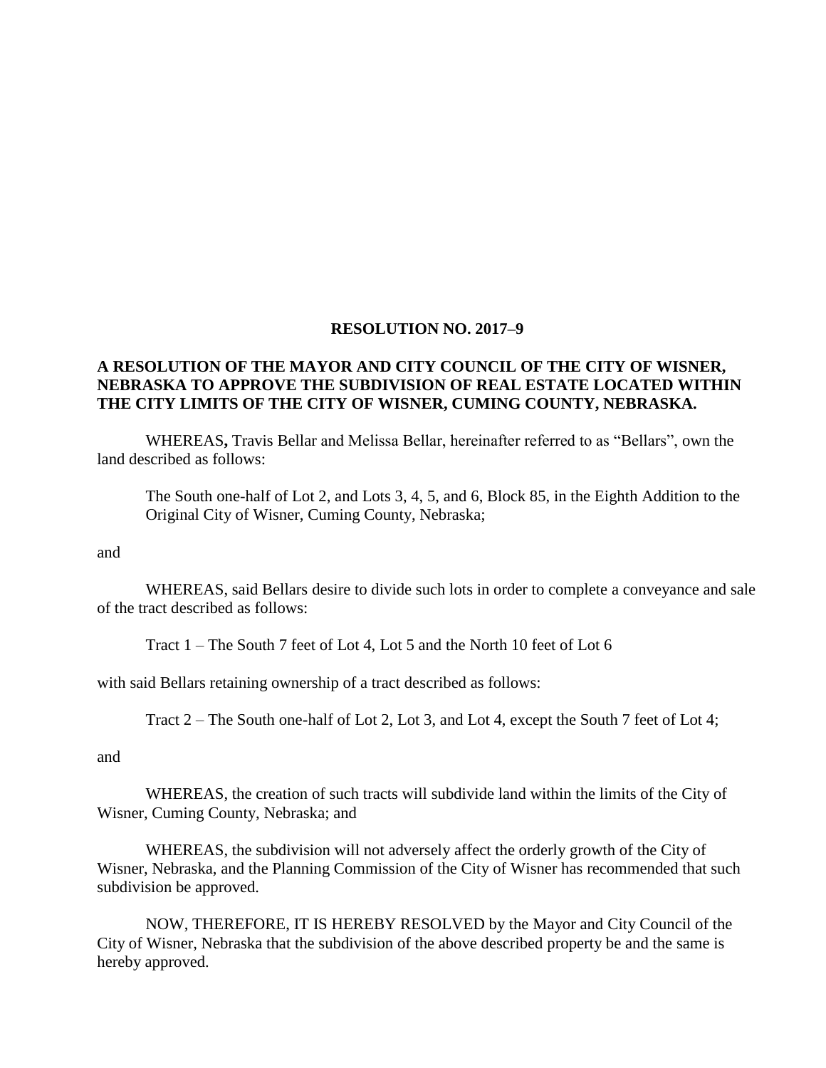# RESOLUTION NO. 2017–9

**A RESOLUTION OF THE MAYOR AND CITY COUNCIL OF THE CITY OF WISNER, NEBRASKA TO APPROVE THE SUBDIVISION OF REAL ESTATE LOCATED WITHIN THE CITY LIMITS OF THE CITY OF WISNER, CUMING COUNTY, NEBRASKA.**

WHEREAS**,** Travis Bellar and Melissa Bellar, hereinafter referred to as "Bellars", own the land described as follows:

> The South one-half of Lot 2, and Lots 3, 4, 5, and 6, Block 85, in the Eighth Addition to the Original City of Wisner, Cuming County, Nebraska;

and

WHEREAS, said Bellars desire to divide such lots in order to complete a conveyance and sale of the tract described as follows:

> Tract 1 – The South 7 feet of Lot 4, Lot 5 and the North 10 feet of Lot 6

with said Bellars retaining ownership of a tract described as follows:

> Tract 2 – The South one-half of Lot 2, Lot 3, and Lot 4, except the South 7 feet of Lot 4;

and

WHEREAS, the creation of such tracts will subdivide land within the limits of the City of Wisner, Cuming County, Nebraska; and

WHEREAS, the subdivision will not adversely affect the orderly growth of the City of Wisner, Nebraska, and the Planning Commission of the City of Wisner has recommended that such subdivision be approved.

NOW, THEREFORE, IT IS HEREBY RESOLVED by the Mayor and City Council of the City of Wisner, Nebraska that the subdivision of the above described property be and the same is hereby approved.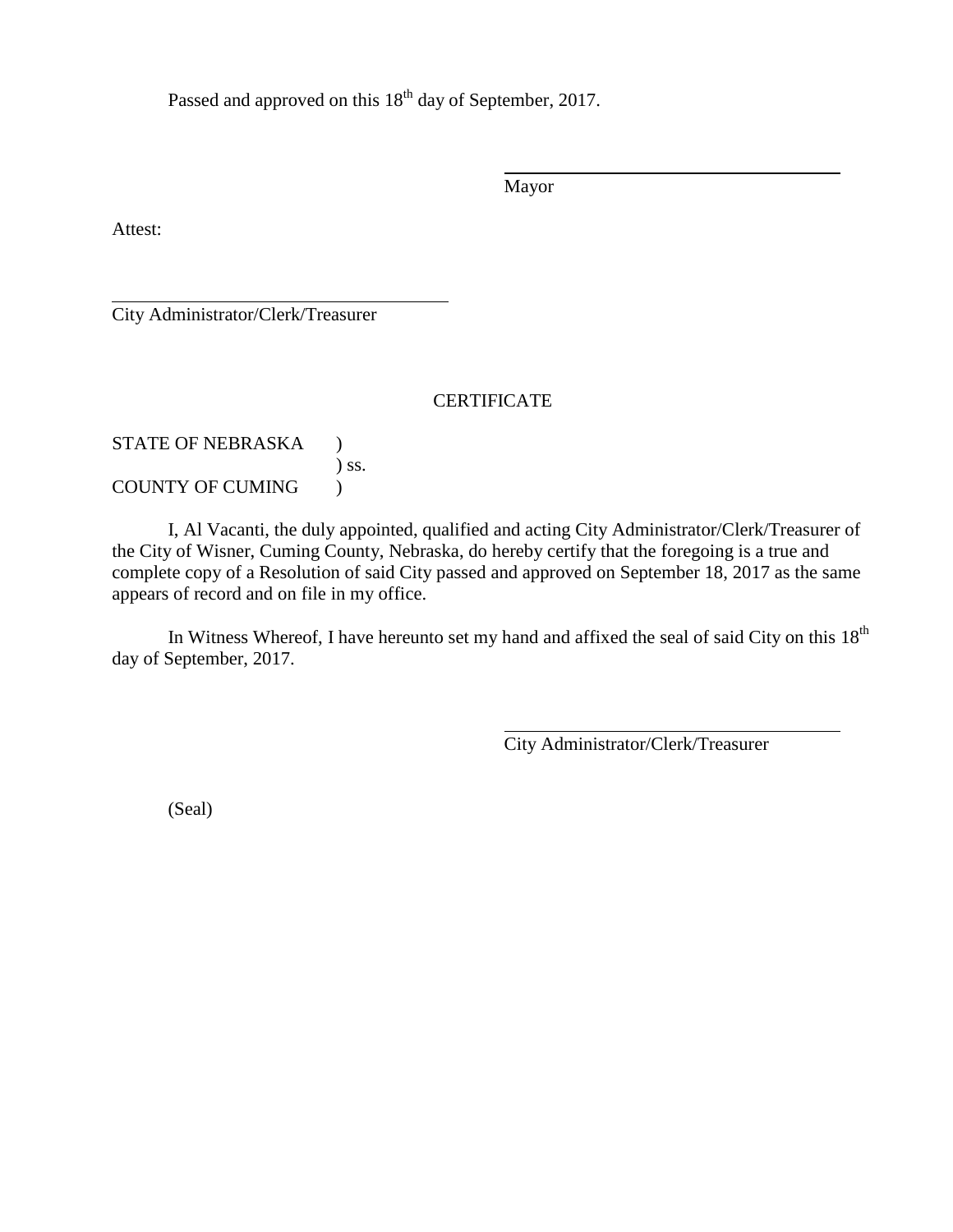Passed and approved on this 18th day of September, 2017.

\_\_\_\_\_\_\_\_\_\_\_\_\_\_\_\_\_\_\_\_\_\_\_\_\_\_\_\_\_\_\_\_\_\_\_\_
Mayor

Attest:

\_\_\_\_\_\_\_\_\_\_\_\_\_\_\_\_\_\_\_\_\_\_\_\_\_\_\_\_\_\_\_\_\_\_\_\_
City Administrator/Clerk/Treasurer

## CERTIFICATE

STATE OF NEBRASKA )
) ss.
COUNTY OF CUMING )

I, Al Vacanti, the duly appointed, qualified and acting City Administrator/Clerk/Treasurer of the City of Wisner, Cuming County, Nebraska, do hereby certify that the foregoing is a true and complete copy of a Resolution of said City passed and approved on September 18, 2017 as the same appears of record and on file in my office.

In Witness Whereof, I have hereunto set my hand and affixed the seal of said City on this 18th day of September, 2017.

\_\_\_\_\_\_\_\_\_\_\_\_\_\_\_\_\_\_\_\_\_\_\_\_\_\_\_\_\_\_\_\_\_\_\_\_
City Administrator/Clerk/Treasurer

(Seal)